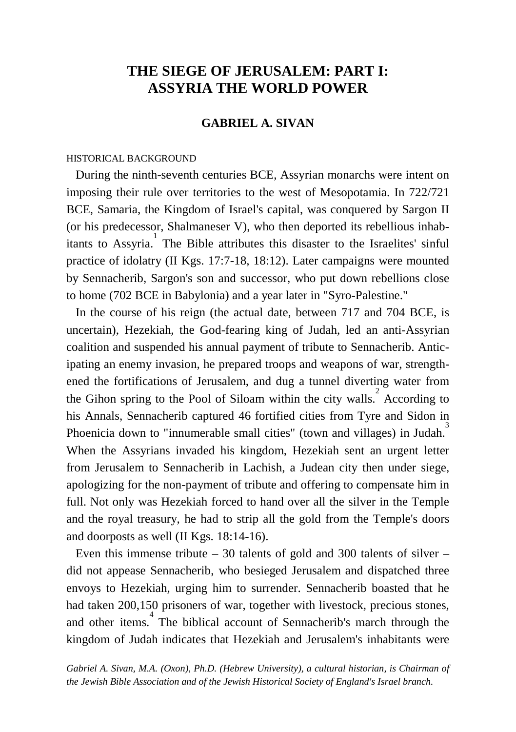# THE SIEGE OF JERUSALEM: PART I: ASSYRIA THE WORLD POWER

**GABRIEL A. SIVAN**

## HISTORICAL BACKGROUND

During the ninth-seventh centuries BCE, Assyrian monarchs were intent on imposing their rule over territories to the west of Mesopotamia. In 722/721 BCE, Samaria, the Kingdom of Israel's capital, was conquered by Sargon II (or his predecessor, Shalmaneser V), who then deported its rebellious inhabitants to Assyria.[1] The Bible attributes this disaster to the Israelites' sinful practice of idolatry (II Kgs. 17:7-18, 18:12). Later campaigns were mounted by Sennacherib, Sargon's son and successor, who put down rebellions close to home (702 BCE in Babylonia) and a year later in "Syro-Palestine."

In the course of his reign (the actual date, between 717 and 704 BCE, is uncertain), Hezekiah, the God-fearing king of Judah, led an anti-Assyrian coalition and suspended his annual payment of tribute to Sennacherib. Anticipating an enemy invasion, he prepared troops and weapons of war, strengthened the fortifications of Jerusalem, and dug a tunnel diverting water from the Gihon spring to the Pool of Siloam within the city walls.[2] According to his Annals, Sennacherib captured 46 fortified cities from Tyre and Sidon in Phoenicia down to "innumerable small cities" (town and villages) in Judah.[3] When the Assyrians invaded his kingdom, Hezekiah sent an urgent letter from Jerusalem to Sennacherib in Lachish, a Judean city then under siege, apologizing for the non-payment of tribute and offering to compensate him in full. Not only was Hezekiah forced to hand over all the silver in the Temple and the royal treasury, he had to strip all the gold from the Temple's doors and doorposts as well (II Kgs. 18:14-16).

Even this immense tribute – 30 talents of gold and 300 talents of silver – did not appease Sennacherib, who besieged Jerusalem and dispatched three envoys to Hezekiah, urging him to surrender. Sennacherib boasted that he had taken 200,150 prisoners of war, together with livestock, precious stones, and other items.[4] The biblical account of Sennacherib's march through the kingdom of Judah indicates that Hezekiah and Jerusalem's inhabitants were

*Gabriel A. Sivan, M.A. (Oxon), Ph.D. (Hebrew University), a cultural historian, is Chairman of the Jewish Bible Association and of the Jewish Historical Society of England's Israel branch.*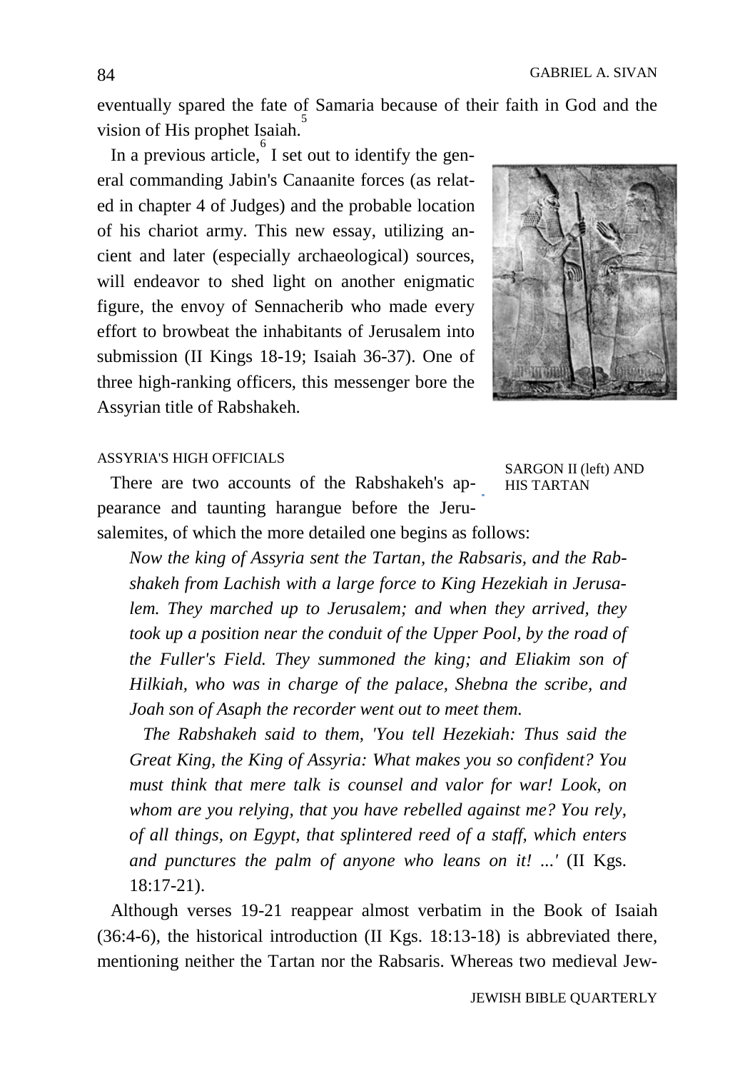eventually spared the fate of Samaria because of their faith in God and the vision of His prophet Isaiah.[5]

In a previous article,[6] I set out to identify the general commanding Jabin's Canaanite forces (as related in chapter 4 of Judges) and the probable location of his chariot army. This new essay, utilizing ancient and later (especially archaeological) sources, will endeavor to shed light on another enigmatic figure, the envoy of Sennacherib who made every effort to browbeat the inhabitants of Jerusalem into submission (II Kings 18-19; Isaiah 36-37). One of three high-ranking officers, this messenger bore the Assyrian title of Rabshakeh.

SARGON II (left) AND HIS TARTAN

## ASSYRIA'S HIGH OFFICIALS

There are two accounts of the Rabshakeh's appearance and taunting harangue before the Jerusalemites, of which the more detailed one begins as follows:

> *Now the king of Assyria sent the Tartan, the Rabsaris, and the Rabshakeh from Lachish with a large force to King Hezekiah in Jerusalem. They marched up to Jerusalem; and when they arrived, they took up a position near the conduit of the Upper Pool, by the road of the Fuller's Field. They summoned the king; and Eliakim son of Hilkiah, who was in charge of the palace, Shebna the scribe, and Joah son of Asaph the recorder went out to meet them.*
>
> *The Rabshakeh said to them, 'You tell Hezekiah: Thus said the Great King, the King of Assyria: What makes you so confident? You must think that mere talk is counsel and valor for war! Look, on whom are you relying, that you have rebelled against me? You rely, of all things, on Egypt, that splintered reed of a staff, which enters and punctures the palm of anyone who leans on it! ...'* (II Kgs. 18:17-21).

Although verses 19-21 reappear almost verbatim in the Book of Isaiah (36:4-6), the historical introduction (II Kgs. 18:13-18) is abbreviated there, mentioning neither the Tartan nor the Rabsaris. Whereas two medieval Jew-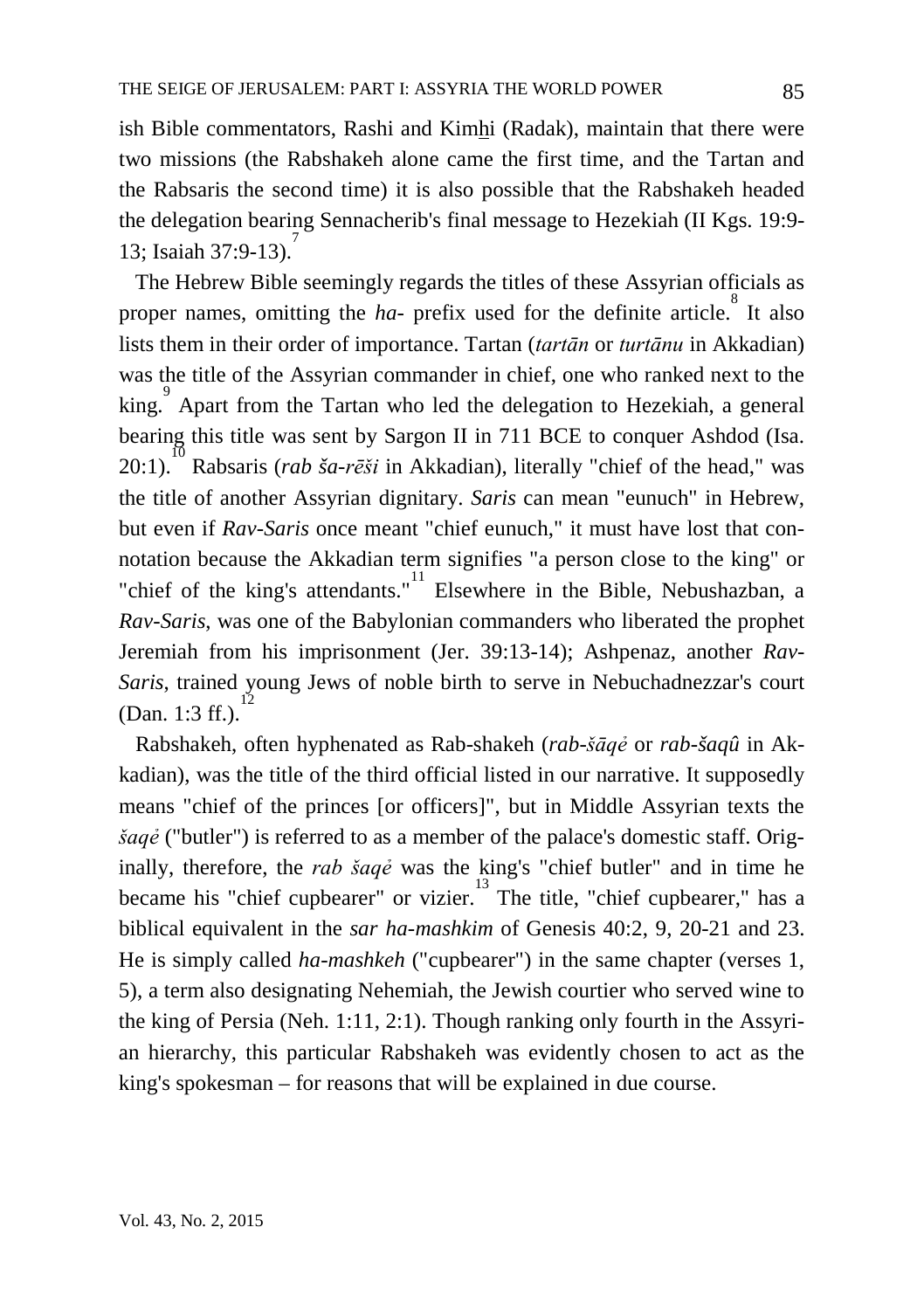ish Bible commentators, Rashi and Kimhi (Radak), maintain that there were two missions (the Rabshakeh alone came the first time, and the Tartan and the Rabsaris the second time) it is also possible that the Rabshakeh headed the delegation bearing Sennacherib's final message to Hezekiah (II Kgs. 19:9-13; Isaiah 37:9-13).[7]

The Hebrew Bible seemingly regards the titles of these Assyrian officials as proper names, omitting the *ha-* prefix used for the definite article.[8] It also lists them in their order of importance. Tartan (*tartān* or *turtānu* in Akkadian) was the title of the Assyrian commander in chief, one who ranked next to the king.[9] Apart from the Tartan who led the delegation to Hezekiah, a general bearing this title was sent by Sargon II in 711 BCE to conquer Ashdod (Isa. 20:1).[10] Rabsaris (*rab ša-rēši* in Akkadian), literally "chief of the head," was the title of another Assyrian dignitary. *Saris* can mean "eunuch" in Hebrew, but even if *Rav-Saris* once meant "chief eunuch," it must have lost that connotation because the Akkadian term signifies "a person close to the king" or "chief of the king's attendants."[11] Elsewhere in the Bible, Nebushazban, a *Rav-Saris*, was one of the Babylonian commanders who liberated the prophet Jeremiah from his imprisonment (Jer. 39:13-14); Ashpenaz, another *Rav-Saris*, trained young Jews of noble birth to serve in Nebuchadnezzar's court (Dan. 1:3 ff.).[12]

Rabshakeh, often hyphenated as Rab-shakeh (*rab-šāqė* or *rab-šaqû* in Akkadian), was the title of the third official listed in our narrative. It supposedly means "chief of the princes [or officers]", but in Middle Assyrian texts the *šaqė* ("butler") is referred to as a member of the palace's domestic staff. Originally, therefore, the *rab šaqė* was the king's "chief butler" and in time he became his "chief cupbearer" or vizier.[13] The title, "chief cupbearer," has a biblical equivalent in the *sar ha-mashkim* of Genesis 40:2, 9, 20-21 and 23. He is simply called *ha-mashkeh* ("cupbearer") in the same chapter (verses 1, 5), a term also designating Nehemiah, the Jewish courtier who served wine to the king of Persia (Neh. 1:11, 2:1). Though ranking only fourth in the Assyrian hierarchy, this particular Rabshakeh was evidently chosen to act as the king's spokesman – for reasons that will be explained in due course.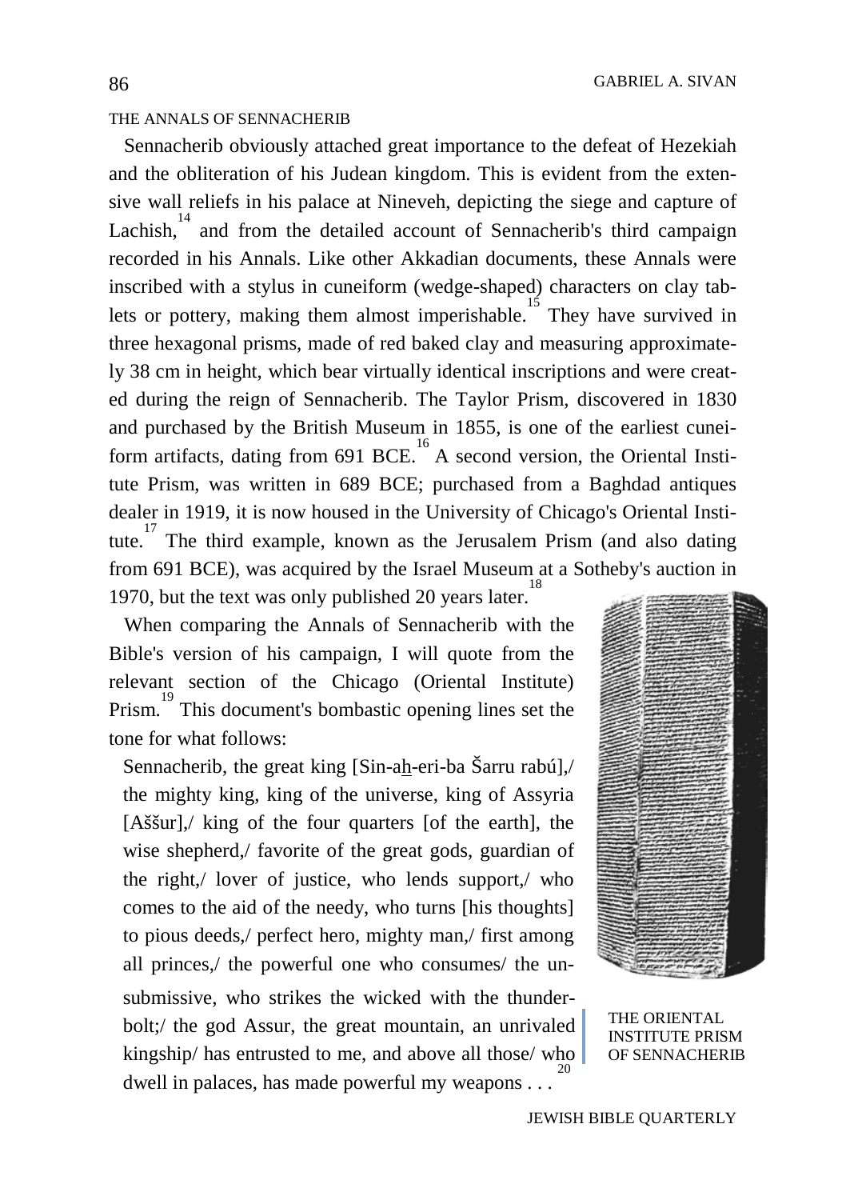THE ANNALS OF SENNACHERIB

Sennacherib obviously attached great importance to the defeat of Hezekiah and the obliteration of his Judean kingdom. This is evident from the extensive wall reliefs in his palace at Nineveh, depicting the siege and capture of Lachish,[14] and from the detailed account of Sennacherib's third campaign recorded in his Annals. Like other Akkadian documents, these Annals were inscribed with a stylus in cuneiform (wedge-shaped) characters on clay tablets or pottery, making them almost imperishable.[15] They have survived in three hexagonal prisms, made of red baked clay and measuring approximately 38 cm in height, which bear virtually identical inscriptions and were created during the reign of Sennacherib. The Taylor Prism, discovered in 1830 and purchased by the British Museum in 1855, is one of the earliest cuneiform artifacts, dating from 691 BCE.[16] A second version, the Oriental Institute Prism, was written in 689 BCE; purchased from a Baghdad antiques dealer in 1919, it is now housed in the University of Chicago's Oriental Institute.[17] The third example, known as the Jerusalem Prism (and also dating from 691 BCE), was acquired by the Israel Museum at a Sotheby's auction in 1970, but the text was only published 20 years later.[18]

When comparing the Annals of Sennacherib with the Bible's version of his campaign, I will quote from the relevant section of the Chicago (Oriental Institute) Prism.[19] This document's bombastic opening lines set the tone for what follows:

> Sennacherib, the great king [Sin-aḫ-eri-ba Šarru rabú],/ the mighty king, king of the universe, king of Assyria [Aššur],/ king of the four quarters [of the earth], the wise shepherd,/ favorite of the great gods, guardian of the right,/ lover of justice, who lends support,/ who comes to the aid of the needy, who turns [his thoughts] to pious deeds,/ perfect hero, mighty man,/ first among all princes,/ the powerful one who consumes/ the unsubmissive, who strikes the wicked with the thunderbolt;/ the god Assur, the great mountain, an unrivaled kingship/ has entrusted to me, and above all those/ who dwell in palaces, has made powerful my weapons . . .[20]

THE ORIENTAL INSTITUTE PRISM OF SENNACHERIB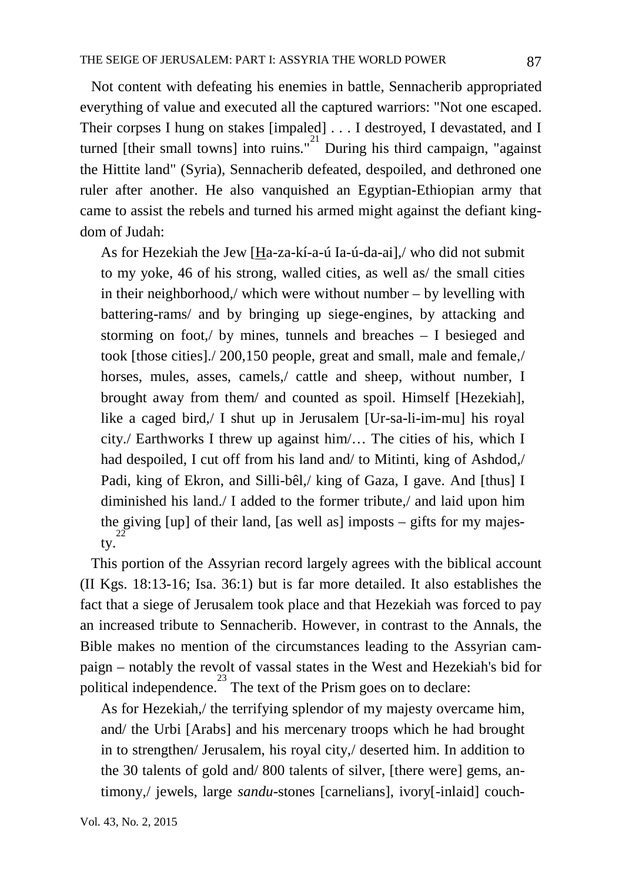Not content with defeating his enemies in battle, Sennacherib appropriated everything of value and executed all the captured warriors: "Not one escaped. Their corpses I hung on stakes [impaled] . . . I destroyed, I devastated, and I turned [their small towns] into ruins."[21] During his third campaign, "against the Hittite land" (Syria), Sennacherib defeated, despoiled, and dethroned one ruler after another. He also vanquished an Egyptian-Ethiopian army that came to assist the rebels and turned his armed might against the defiant kingdom of Judah:

> As for Hezekiah the Jew [H̲a-za-kí-a-ú Ia-ú-da-ai],/ who did not submit to my yoke, 46 of his strong, walled cities, as well as/ the small cities in their neighborhood,/ which were without number – by levelling with battering-rams/ and by bringing up siege-engines, by attacking and storming on foot,/ by mines, tunnels and breaches – I besieged and took [those cities]./ 200,150 people, great and small, male and female,/ horses, mules, asses, camels,/ cattle and sheep, without number, I brought away from them/ and counted as spoil. Himself [Hezekiah], like a caged bird,/ I shut up in Jerusalem [Ur-sa-li-im-mu] his royal city./ Earthworks I threw up against him/… The cities of his, which I had despoiled, I cut off from his land and/ to Mitinti, king of Ashdod,/ Padi, king of Ekron, and Silli-bêl,/ king of Gaza, I gave. And [thus] I diminished his land./ I added to the former tribute,/ and laid upon him the giving [up] of their land, [as well as] imposts – gifts for my majesty.[22]

This portion of the Assyrian record largely agrees with the biblical account (II Kgs. 18:13-16; Isa. 36:1) but is far more detailed. It also establishes the fact that a siege of Jerusalem took place and that Hezekiah was forced to pay an increased tribute to Sennacherib. However, in contrast to the Annals, the Bible makes no mention of the circumstances leading to the Assyrian campaign – notably the revolt of vassal states in the West and Hezekiah's bid for political independence.[23] The text of the Prism goes on to declare:

> As for Hezekiah,/ the terrifying splendor of my majesty overcame him, and/ the Urbi [Arabs] and his mercenary troops which he had brought in to strengthen/ Jerusalem, his royal city,/ deserted him. In addition to the 30 talents of gold and/ 800 talents of silver, [there were] gems, antimony,/ jewels, large *sandu*-stones [carnelians], ivory[-inlaid] couch-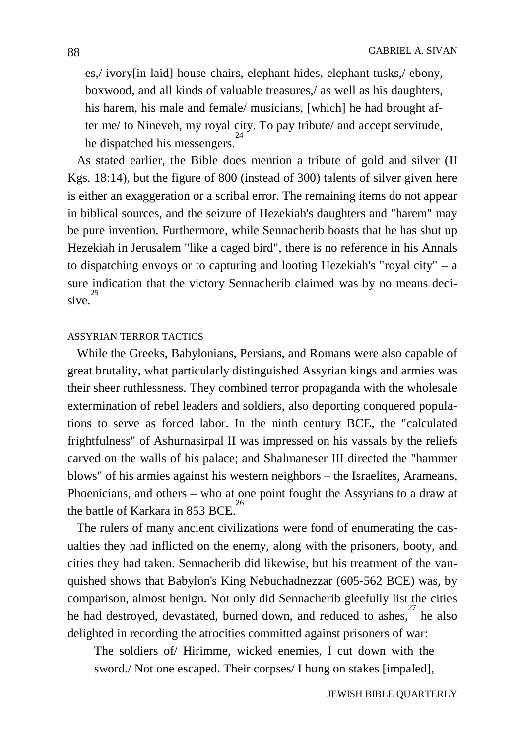> es,/ ivory[in-laid] house-chairs, elephant hides, elephant tusks,/ ebony, boxwood, and all kinds of valuable treasures,/ as well as his daughters, his harem, his male and female/ musicians, [which] he had brought after me/ to Nineveh, my royal city. To pay tribute/ and accept servitude, he dispatched his messengers.[24]

As stated earlier, the Bible does mention a tribute of gold and silver (II Kgs. 18:14), but the figure of 800 (instead of 300) talents of silver given here is either an exaggeration or a scribal error. The remaining items do not appear in biblical sources, and the seizure of Hezekiah's daughters and "harem" may be pure invention. Furthermore, while Sennacherib boasts that he has shut up Hezekiah in Jerusalem "like a caged bird", there is no reference in his Annals to dispatching envoys or to capturing and looting Hezekiah's "royal city" – a sure indication that the victory Sennacherib claimed was by no means decisive.[25]

## ASSYRIAN TERROR TACTICS

While the Greeks, Babylonians, Persians, and Romans were also capable of great brutality, what particularly distinguished Assyrian kings and armies was their sheer ruthlessness. They combined terror propaganda with the wholesale extermination of rebel leaders and soldiers, also deporting conquered populations to serve as forced labor. In the ninth century BCE, the "calculated frightfulness" of Ashurnasirpal II was impressed on his vassals by the reliefs carved on the walls of his palace; and Shalmaneser III directed the "hammer blows" of his armies against his western neighbors – the Israelites, Arameans, Phoenicians, and others – who at one point fought the Assyrians to a draw at the battle of Karkara in 853 BCE.[26]

The rulers of many ancient civilizations were fond of enumerating the casualties they had inflicted on the enemy, along with the prisoners, booty, and cities they had taken. Sennacherib did likewise, but his treatment of the vanquished shows that Babylon's King Nebuchadnezzar (605-562 BCE) was, by comparison, almost benign. Not only did Sennacherib gleefully list the cities he had destroyed, devastated, burned down, and reduced to ashes,[27] he also delighted in recording the atrocities committed against prisoners of war:

> The soldiers of/ Hirimme, wicked enemies, I cut down with the sword./ Not one escaped. Their corpses/ I hung on stakes [impaled],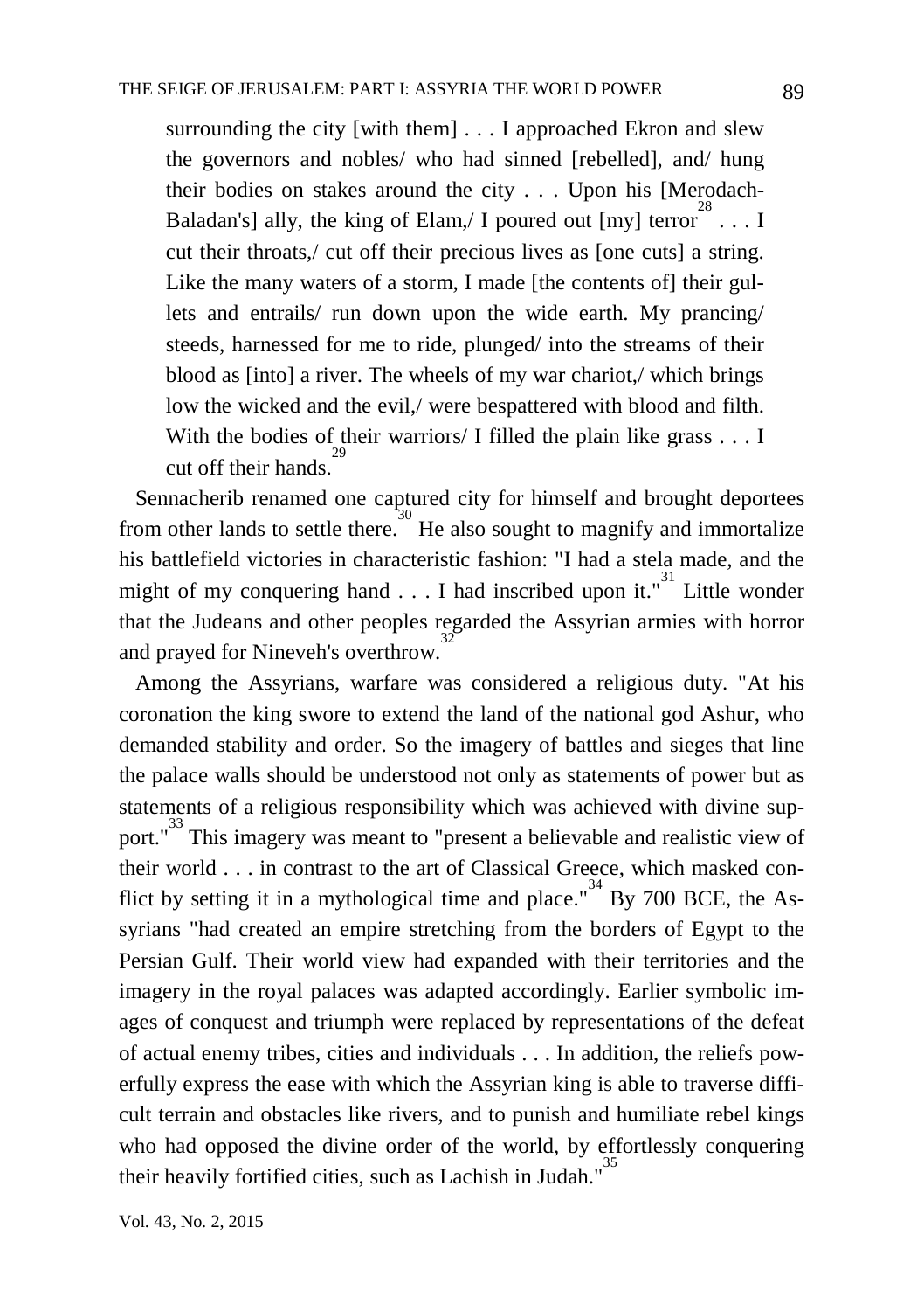> surrounding the city [with them] . . . I approached Ekron and slew the governors and nobles/ who had sinned [rebelled], and/ hung their bodies on stakes around the city . . . Upon his [Merodach-Baladan's] ally, the king of Elam,/ I poured out [my] terror[28] . . . I cut their throats,/ cut off their precious lives as [one cuts] a string. Like the many waters of a storm, I made [the contents of] their gullets and entrails/ run down upon the wide earth. My prancing/ steeds, harnessed for me to ride, plunged/ into the streams of their blood as [into] a river. The wheels of my war chariot,/ which brings low the wicked and the evil,/ were bespattered with blood and filth. With the bodies of their warriors/ I filled the plain like grass . . . I cut off their hands.[29]

Sennacherib renamed one captured city for himself and brought deportees from other lands to settle there.[30] He also sought to magnify and immortalize his battlefield victories in characteristic fashion: "I had a stela made, and the might of my conquering hand . . . I had inscribed upon it."[31] Little wonder that the Judeans and other peoples regarded the Assyrian armies with horror and prayed for Nineveh's overthrow.[32]

Among the Assyrians, warfare was considered a religious duty. "At his coronation the king swore to extend the land of the national god Ashur, who demanded stability and order. So the imagery of battles and sieges that line the palace walls should be understood not only as statements of power but as statements of a religious responsibility which was achieved with divine support."[33] This imagery was meant to "present a believable and realistic view of their world . . . in contrast to the art of Classical Greece, which masked conflict by setting it in a mythological time and place."[34] By 700 BCE, the Assyrians "had created an empire stretching from the borders of Egypt to the Persian Gulf. Their world view had expanded with their territories and the imagery in the royal palaces was adapted accordingly. Earlier symbolic images of conquest and triumph were replaced by representations of the defeat of actual enemy tribes, cities and individuals . . . In addition, the reliefs powerfully express the ease with which the Assyrian king is able to traverse difficult terrain and obstacles like rivers, and to punish and humiliate rebel kings who had opposed the divine order of the world, by effortlessly conquering their heavily fortified cities, such as Lachish in Judah."[35]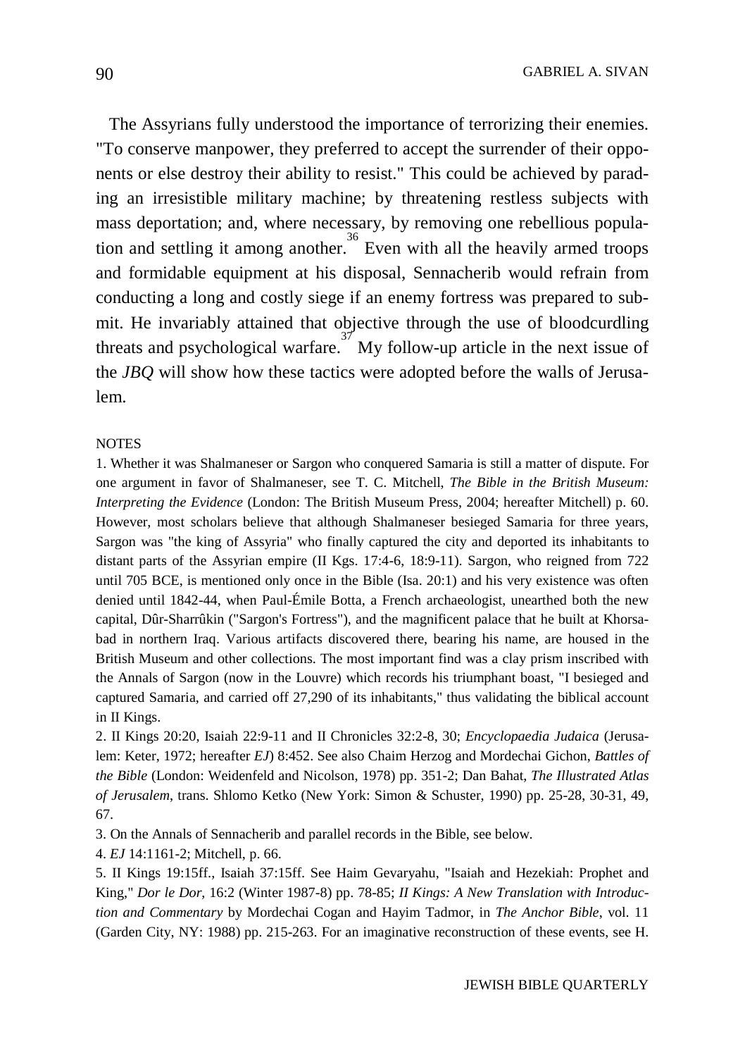The Assyrians fully understood the importance of terrorizing their enemies. "To conserve manpower, they preferred to accept the surrender of their opponents or else destroy their ability to resist." This could be achieved by parading an irresistible military machine; by threatening restless subjects with mass deportation; and, where necessary, by removing one rebellious population and settling it among another.[36] Even with all the heavily armed troops and formidable equipment at his disposal, Sennacherib would refrain from conducting a long and costly siege if an enemy fortress was prepared to submit. He invariably attained that objective through the use of bloodcurdling threats and psychological warfare.[37] My follow-up article in the next issue of the *JBQ* will show how these tactics were adopted before the walls of Jerusalem.

NOTES

1. Whether it was Shalmaneser or Sargon who conquered Samaria is still a matter of dispute. For one argument in favor of Shalmaneser, see T. C. Mitchell, *The Bible in the British Museum: Interpreting the Evidence* (London: The British Museum Press, 2004; hereafter Mitchell) p. 60. However, most scholars believe that although Shalmaneser besieged Samaria for three years, Sargon was "the king of Assyria" who finally captured the city and deported its inhabitants to distant parts of the Assyrian empire (II Kgs. 17:4-6, 18:9-11). Sargon, who reigned from 722 until 705 BCE, is mentioned only once in the Bible (Isa. 20:1) and his very existence was often denied until 1842-44, when Paul-Émile Botta, a French archaeologist, unearthed both the new capital, Dûr-Sharrûkin ("Sargon's Fortress"), and the magnificent palace that he built at Khorsabad in northern Iraq. Various artifacts discovered there, bearing his name, are housed in the British Museum and other collections. The most important find was a clay prism inscribed with the Annals of Sargon (now in the Louvre) which records his triumphant boast, "I besieged and captured Samaria, and carried off 27,290 of its inhabitants," thus validating the biblical account in II Kings.

2. II Kings 20:20, Isaiah 22:9-11 and II Chronicles 32:2-8, 30; *Encyclopaedia Judaica* (Jerusalem: Keter, 1972; hereafter *EJ*) 8:452. See also Chaim Herzog and Mordechai Gichon, *Battles of the Bible* (London: Weidenfeld and Nicolson, 1978) pp. 351-2; Dan Bahat, *The Illustrated Atlas of Jerusalem*, trans. Shlomo Ketko (New York: Simon & Schuster, 1990) pp. 25-28, 30-31, 49, 67.

3. On the Annals of Sennacherib and parallel records in the Bible, see below.

4. *EJ* 14:1161-2; Mitchell, p. 66.

5. II Kings 19:15ff., Isaiah 37:15ff. See Haim Gevaryahu, "Isaiah and Hezekiah: Prophet and King," *Dor le Dor*, 16:2 (Winter 1987-8) pp. 78-85; *II Kings: A New Translation with Introduction and Commentary* by Mordechai Cogan and Hayim Tadmor, in *The Anchor Bible*, vol. 11 (Garden City, NY: 1988) pp. 215-263. For an imaginative reconstruction of these events, see H.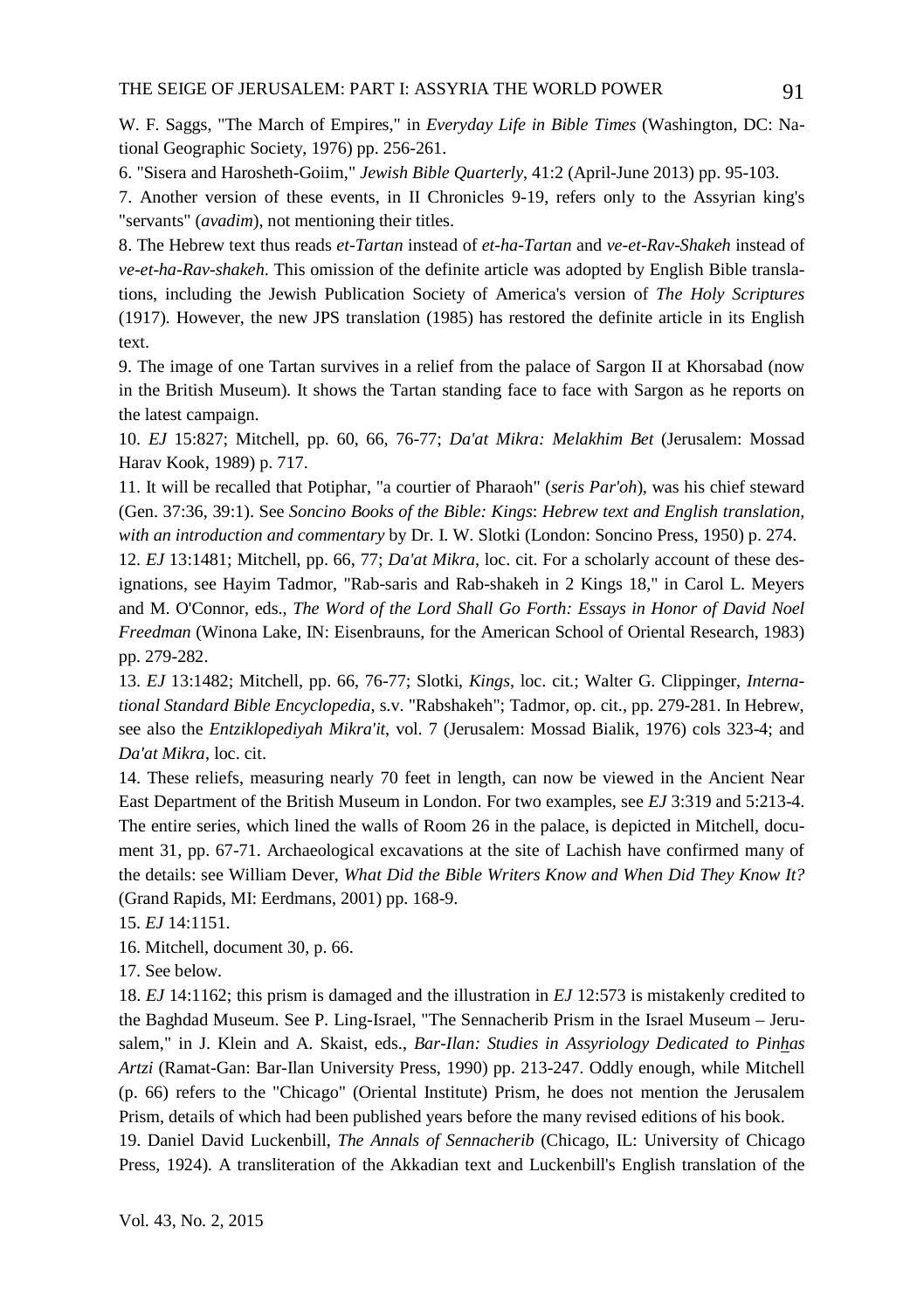W. F. Saggs, "The March of Empires," in *Everyday Life in Bible Times* (Washington, DC: National Geographic Society, 1976) pp. 256-261.

6. "Sisera and Harosheth-Goiim," *Jewish Bible Quarterly*, 41:2 (April-June 2013) pp. 95-103.

7. Another version of these events, in II Chronicles 9-19, refers only to the Assyrian king's "servants" (*avadim*), not mentioning their titles.

8. The Hebrew text thus reads *et-Tartan* instead of *et-ha-Tartan* and *ve-et-Rav-Shakeh* instead of *ve-et-ha-Rav-shakeh*. This omission of the definite article was adopted by English Bible translations, including the Jewish Publication Society of America's version of *The Holy Scriptures* (1917). However, the new JPS translation (1985) has restored the definite article in its English text.

9. The image of one Tartan survives in a relief from the palace of Sargon II at Khorsabad (now in the British Museum). It shows the Tartan standing face to face with Sargon as he reports on the latest campaign.

10. *EJ* 15:827; Mitchell, pp. 60, 66, 76-77; *Da'at Mikra: Melakhim Bet* (Jerusalem: Mossad Harav Kook, 1989) p. 717.

11. It will be recalled that Potiphar, "a courtier of Pharaoh" (*seris Par'oh*), was his chief steward (Gen. 37:36, 39:1). See *Soncino Books of the Bible: Kings*: *Hebrew text and English translation, with an introduction and commentary* by Dr. I. W. Slotki (London: Soncino Press, 1950) p. 274.

12. *EJ* 13:1481; Mitchell, pp. 66, 77; *Da'at Mikra*, loc. cit. For a scholarly account of these designations, see Hayim Tadmor, "Rab-saris and Rab-shakeh in 2 Kings 18," in Carol L. Meyers and M. O'Connor, eds., *The Word of the Lord Shall Go Forth: Essays in Honor of David Noel Freedman* (Winona Lake, IN: Eisenbrauns, for the American School of Oriental Research, 1983) pp. 279-282.

13. *EJ* 13:1482; Mitchell, pp. 66, 76-77; Slotki, *Kings*, loc. cit.; Walter G. Clippinger, *International Standard Bible Encyclopedia*, s.v. "Rabshakeh"; Tadmor, op. cit., pp. 279-281. In Hebrew, see also the *Entziklopediyah Mikra'it*, vol. 7 (Jerusalem: Mossad Bialik, 1976) cols 323-4; and *Da'at Mikra*, loc. cit.

14. These reliefs, measuring nearly 70 feet in length, can now be viewed in the Ancient Near East Department of the British Museum in London. For two examples, see *EJ* 3:319 and 5:213-4. The entire series, which lined the walls of Room 26 in the palace, is depicted in Mitchell, document 31, pp. 67-71. Archaeological excavations at the site of Lachish have confirmed many of the details: see William Dever, *What Did the Bible Writers Know and When Did They Know It?* (Grand Rapids, MI: Eerdmans, 2001) pp. 168-9.

15. *EJ* 14:1151.

16. Mitchell, document 30, p. 66.

17. See below.

18. *EJ* 14:1162; this prism is damaged and the illustration in *EJ* 12:573 is mistakenly credited to the Baghdad Museum. See P. Ling-Israel, "The Sennacherib Prism in the Israel Museum – Jerusalem," in J. Klein and A. Skaist, eds., *Bar-Ilan: Studies in Assyriology Dedicated to Pinḫas Artzi* (Ramat-Gan: Bar-Ilan University Press, 1990) pp. 213-247. Oddly enough, while Mitchell (p. 66) refers to the "Chicago" (Oriental Institute) Prism, he does not mention the Jerusalem Prism, details of which had been published years before the many revised editions of his book.

19. Daniel David Luckenbill, *The Annals of Sennacherib* (Chicago, IL: University of Chicago Press, 1924). A transliteration of the Akkadian text and Luckenbill's English translation of the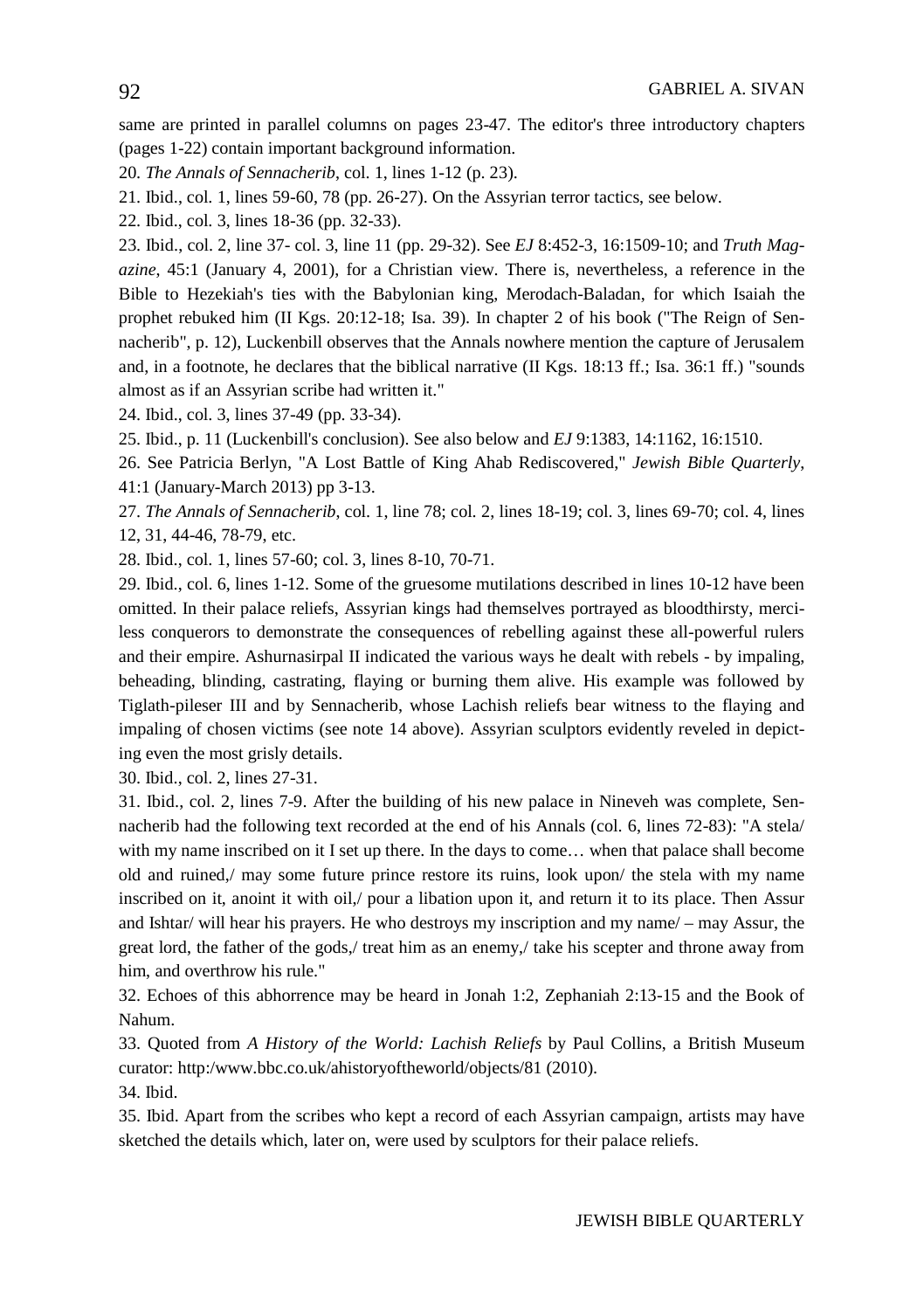same are printed in parallel columns on pages 23-47. The editor's three introductory chapters (pages 1-22) contain important background information.

20. *The Annals of Sennacherib*, col. 1, lines 1-12 (p. 23).

21. Ibid., col. 1, lines 59-60, 78 (pp. 26-27). On the Assyrian terror tactics, see below.

22. Ibid., col. 3, lines 18-36 (pp. 32-33).

23. Ibid., col. 2, line 37- col. 3, line 11 (pp. 29-32). See *EJ* 8:452-3, 16:1509-10; and *Truth Magazine*, 45:1 (January 4, 2001), for a Christian view. There is, nevertheless, a reference in the Bible to Hezekiah's ties with the Babylonian king, Merodach-Baladan, for which Isaiah the prophet rebuked him (II Kgs. 20:12-18; Isa. 39). In chapter 2 of his book ("The Reign of Sennacherib", p. 12), Luckenbill observes that the Annals nowhere mention the capture of Jerusalem and, in a footnote, he declares that the biblical narrative (II Kgs. 18:13 ff.; Isa. 36:1 ff.) "sounds almost as if an Assyrian scribe had written it."

24. Ibid., col. 3, lines 37-49 (pp. 33-34).

25. Ibid., p. 11 (Luckenbill's conclusion). See also below and *EJ* 9:1383, 14:1162, 16:1510.

26. See Patricia Berlyn, "A Lost Battle of King Ahab Rediscovered," *Jewish Bible Quarterly*, 41:1 (January-March 2013) pp 3-13.

27. *The Annals of Sennacherib*, col. 1, line 78; col. 2, lines 18-19; col. 3, lines 69-70; col. 4, lines 12, 31, 44-46, 78-79, etc.

28. Ibid., col. 1, lines 57-60; col. 3, lines 8-10, 70-71.

29. Ibid., col. 6, lines 1-12. Some of the gruesome mutilations described in lines 10-12 have been omitted. In their palace reliefs, Assyrian kings had themselves portrayed as bloodthirsty, merciless conquerors to demonstrate the consequences of rebelling against these all-powerful rulers and their empire. Ashurnasirpal II indicated the various ways he dealt with rebels - by impaling, beheading, blinding, castrating, flaying or burning them alive. His example was followed by Tiglath-pileser III and by Sennacherib, whose Lachish reliefs bear witness to the flaying and impaling of chosen victims (see note 14 above). Assyrian sculptors evidently reveled in depicting even the most grisly details.

30. Ibid., col. 2, lines 27-31.

31. Ibid., col. 2, lines 7-9. After the building of his new palace in Nineveh was complete, Sennacherib had the following text recorded at the end of his Annals (col. 6, lines 72-83): "A stela/ with my name inscribed on it I set up there. In the days to come… when that palace shall become old and ruined,/ may some future prince restore its ruins, look upon/ the stela with my name inscribed on it, anoint it with oil,/ pour a libation upon it, and return it to its place. Then Assur and Ishtar/ will hear his prayers. He who destroys my inscription and my name/ – may Assur, the great lord, the father of the gods,/ treat him as an enemy,/ take his scepter and throne away from him, and overthrow his rule."

32. Echoes of this abhorrence may be heard in Jonah 1:2, Zephaniah 2:13-15 and the Book of Nahum.

33. Quoted from *A History of the World: Lachish Reliefs* by Paul Collins, a British Museum curator: http:/www.bbc.co.uk/ahistoryoftheworld/objects/81 (2010).

34. Ibid.

35. Ibid. Apart from the scribes who kept a record of each Assyrian campaign, artists may have sketched the details which, later on, were used by sculptors for their palace reliefs.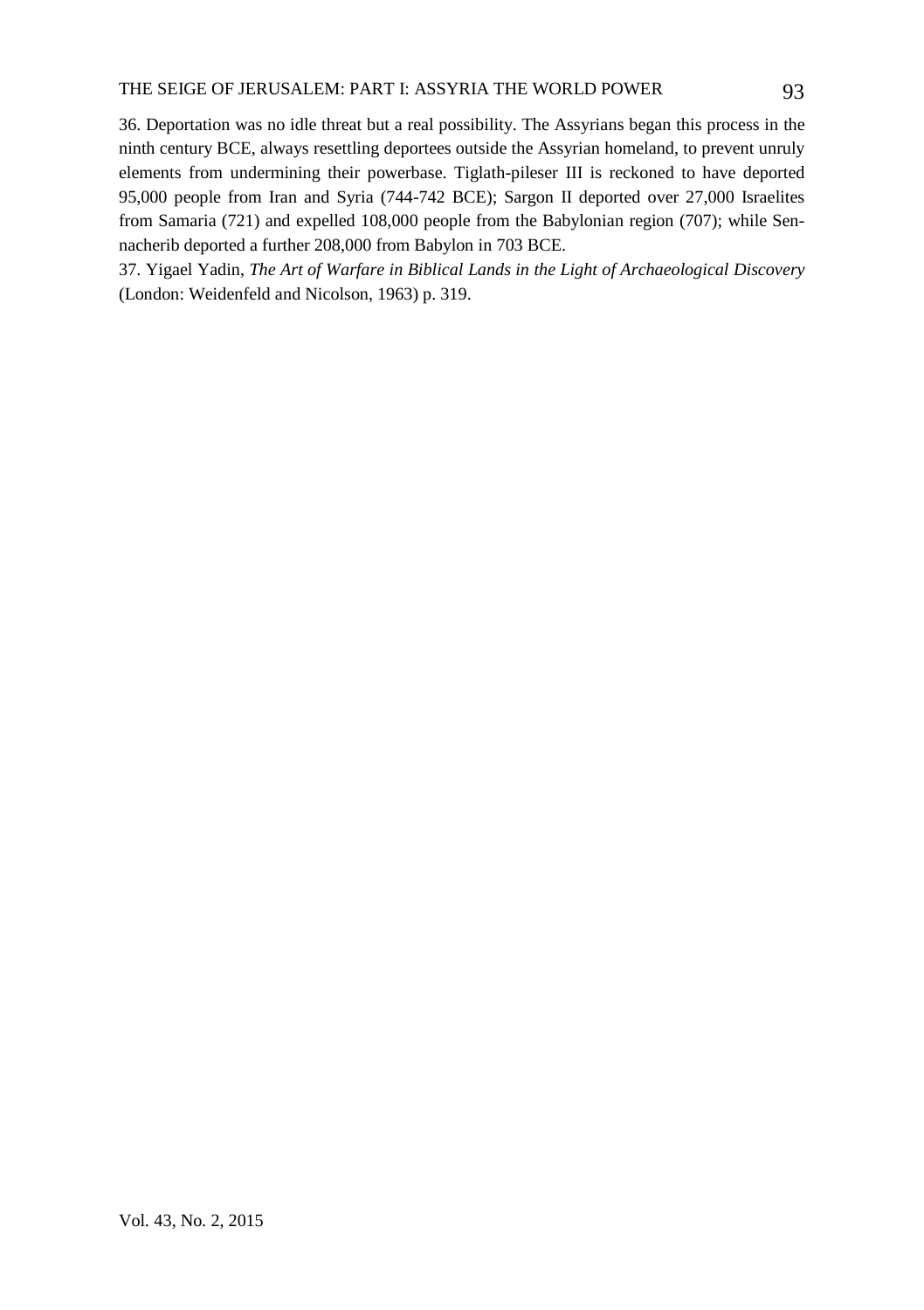36. Deportation was no idle threat but a real possibility. The Assyrians began this process in the ninth century BCE, always resettling deportees outside the Assyrian homeland, to prevent unruly elements from undermining their powerbase. Tiglath-pileser III is reckoned to have deported 95,000 people from Iran and Syria (744-742 BCE); Sargon II deported over 27,000 Israelites from Samaria (721) and expelled 108,000 people from the Babylonian region (707); while Sennacherib deported a further 208,000 from Babylon in 703 BCE.

37. Yigael Yadin, *The Art of Warfare in Biblical Lands in the Light of Archaeological Discovery* (London: Weidenfeld and Nicolson, 1963) p. 319.